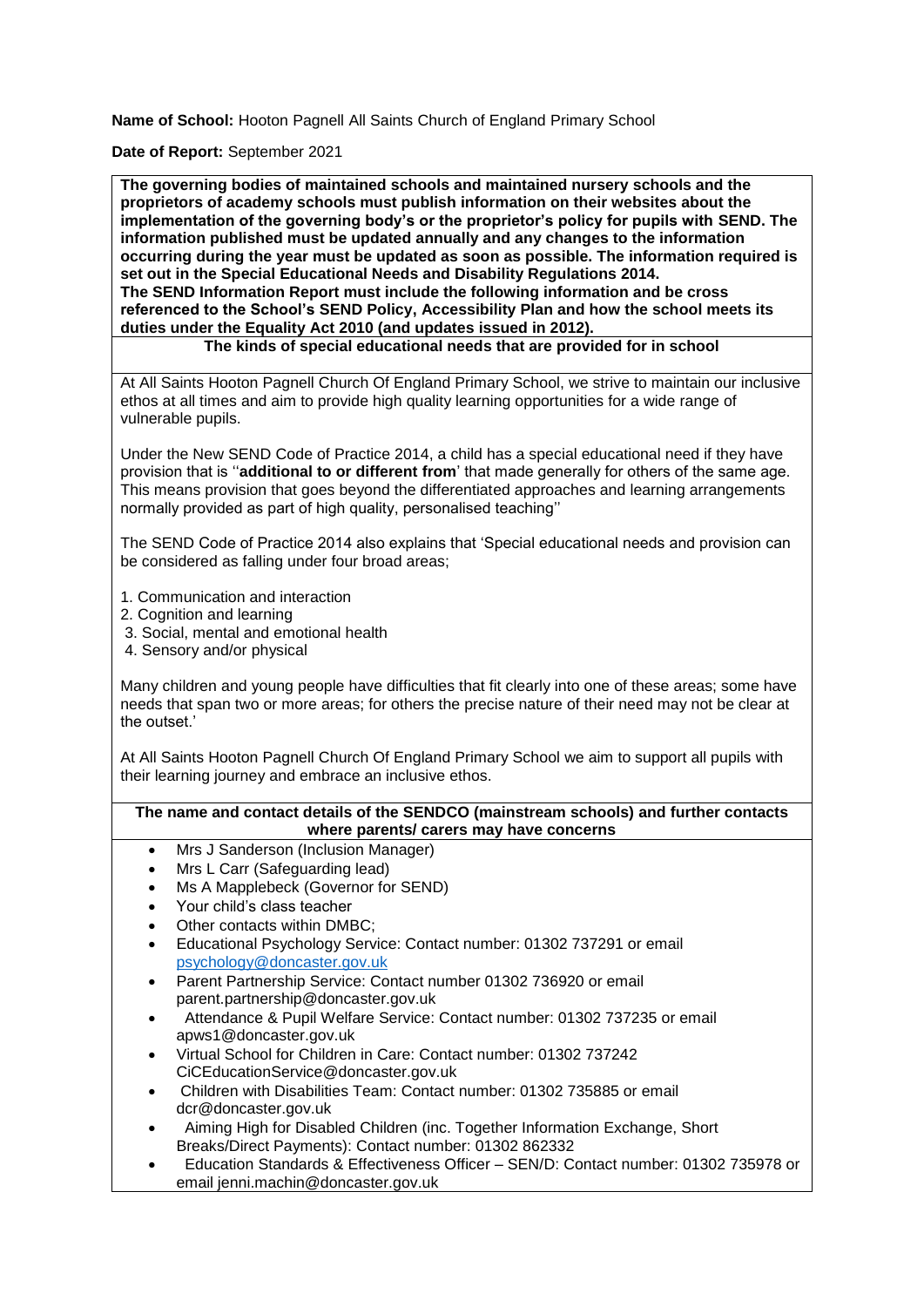**Name of School:** Hooton Pagnell All Saints Church of England Primary School

**Date of Report:** September 2021

**The governing bodies of maintained schools and maintained nursery schools and the proprietors of academy schools must publish information on their websites about the implementation of the governing body's or the proprietor's policy for pupils with SEND. The information published must be updated annually and any changes to the information occurring during the year must be updated as soon as possible. The information required is set out in the Special Educational Needs and Disability Regulations 2014. The SEND Information Report must include the following information and be cross referenced to the School's SEND Policy, Accessibility Plan and how the school meets its duties under the Equality Act 2010 (and updates issued in 2012).**

## The kinds of special educational needs that are provided for in school

At All Saints Hooton Pagnell Church Of England Primary School, we strive to maintain our inclusive ethos at all times and aim to provide high quality learning opportunities for a wide range of vulnerable pupils.

Under the New SEND Code of Practice 2014, a child has a special educational need if they have provision that is ''**additional to or different from**' that made generally for others of the same age. This means provision that goes beyond the differentiated approaches and learning arrangements normally provided as part of high quality, personalised teaching''

The SEND Code of Practice 2014 also explains that 'Special educational needs and provision can be considered as falling under four broad areas;

1. Communication and interaction
2. Cognition and learning
3. Social, mental and emotional health
4. Sensory and/or physical

Many children and young people have difficulties that fit clearly into one of these areas; some have needs that span two or more areas; for others the precise nature of their need may not be clear at the outset.'

At All Saints Hooton Pagnell Church Of England Primary School we aim to support all pupils with their learning journey and embrace an inclusive ethos.

## The name and contact details of the SENDCO (mainstream schools) and further contacts where parents/ carers may have concerns

- Mrs J Sanderson (Inclusion Manager)
- Mrs L Carr (Safeguarding lead)
- Ms A Mapplebeck (Governor for SEND)
- Your child's class teacher
- Other contacts within DMBC;
- Educational Psychology Service: Contact number: 01302 737291 or email psychology@doncaster.gov.uk
- Parent Partnership Service: Contact number 01302 736920 or email parent.partnership@doncaster.gov.uk
- Attendance & Pupil Welfare Service: Contact number: 01302 737235 or email apws1@doncaster.gov.uk
- Virtual School for Children in Care: Contact number: 01302 737242 CiCEducationService@doncaster.gov.uk
- Children with Disabilities Team: Contact number: 01302 735885 or email dcr@doncaster.gov.uk
- Aiming High for Disabled Children (inc. Together Information Exchange, Short Breaks/Direct Payments): Contact number: 01302 862332
- Education Standards & Effectiveness Officer – SEN/D: Contact number: 01302 735978 or email jenni.machin@doncaster.gov.uk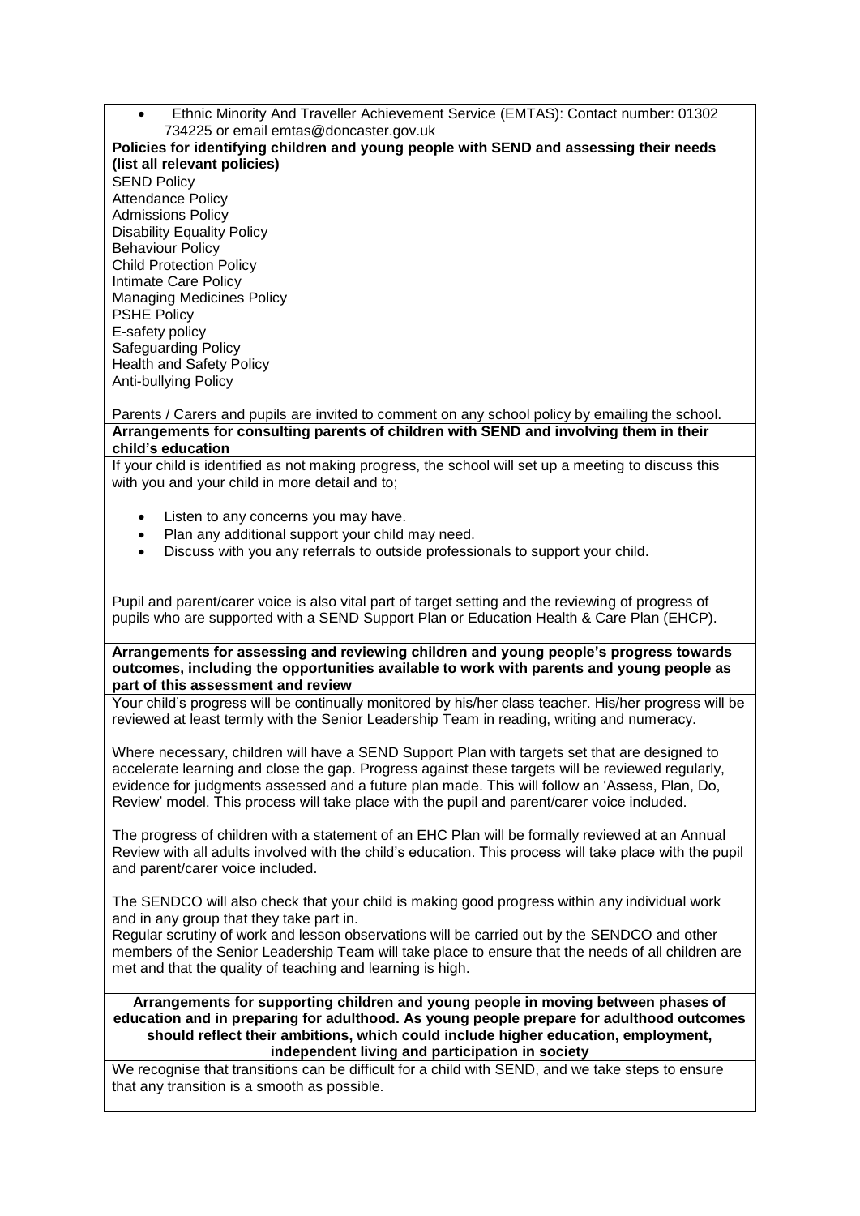- Ethnic Minority And Traveller Achievement Service (EMTAS): Contact number: 01302 734225 or email emtas@doncaster.gov.uk

**Policies for identifying children and young people with SEND and assessing their needs (list all relevant policies)**

SEND Policy
Attendance Policy
Admissions Policy
Disability Equality Policy
Behaviour Policy
Child Protection Policy
Intimate Care Policy
Managing Medicines Policy
PSHE Policy
E-safety policy
Safeguarding Policy
Health and Safety Policy
Anti-bullying Policy

Parents / Carers and pupils are invited to comment on any school policy by emailing the school.

**Arrangements for consulting parents of children with SEND and involving them in their child's education**

If your child is identified as not making progress, the school will set up a meeting to discuss this with you and your child in more detail and to;

- Listen to any concerns you may have.
- Plan any additional support your child may need.
- Discuss with you any referrals to outside professionals to support your child.

Pupil and parent/carer voice is also vital part of target setting and the reviewing of progress of pupils who are supported with a SEND Support Plan or Education Health & Care Plan (EHCP).

**Arrangements for assessing and reviewing children and young people's progress towards outcomes, including the opportunities available to work with parents and young people as part of this assessment and review**

Your child's progress will be continually monitored by his/her class teacher. His/her progress will be reviewed at least termly with the Senior Leadership Team in reading, writing and numeracy.

Where necessary, children will have a SEND Support Plan with targets set that are designed to accelerate learning and close the gap. Progress against these targets will be reviewed regularly, evidence for judgments assessed and a future plan made. This will follow an 'Assess, Plan, Do, Review' model. This process will take place with the pupil and parent/carer voice included.

The progress of children with a statement of an EHC Plan will be formally reviewed at an Annual Review with all adults involved with the child's education. This process will take place with the pupil and parent/carer voice included.

The SENDCO will also check that your child is making good progress within any individual work and in any group that they take part in.
Regular scrutiny of work and lesson observations will be carried out by the SENDCO and other members of the Senior Leadership Team will take place to ensure that the needs of all children are met and that the quality of teaching and learning is high.

**Arrangements for supporting children and young people in moving between phases of education and in preparing for adulthood. As young people prepare for adulthood outcomes should reflect their ambitions, which could include higher education, employment, independent living and participation in society**

We recognise that transitions can be difficult for a child with SEND, and we take steps to ensure that any transition is a smooth as possible.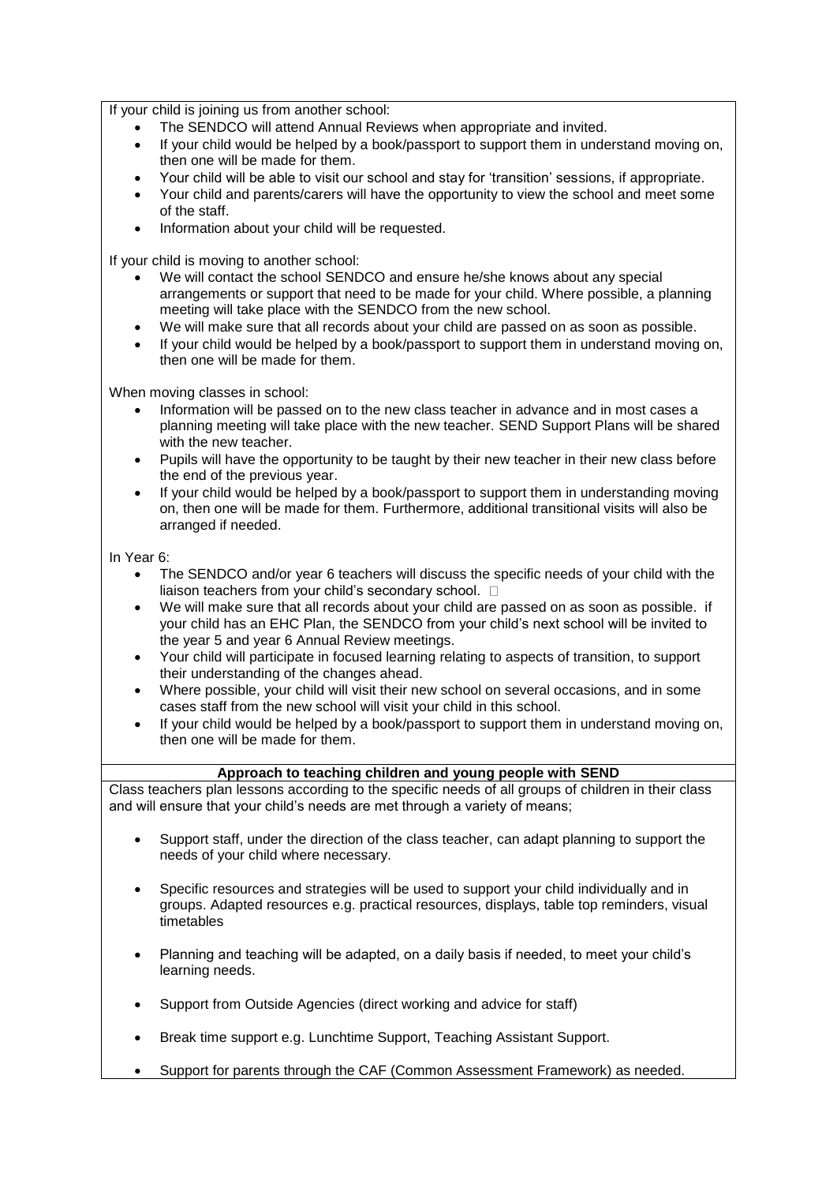If your child is joining us from another school:

- The SENDCO will attend Annual Reviews when appropriate and invited.
- If your child would be helped by a book/passport to support them in understand moving on, then one will be made for them.
- Your child will be able to visit our school and stay for 'transition' sessions, if appropriate.
- Your child and parents/carers will have the opportunity to view the school and meet some of the staff.
- Information about your child will be requested.

If your child is moving to another school:

- We will contact the school SENDCO and ensure he/she knows about any special arrangements or support that need to be made for your child. Where possible, a planning meeting will take place with the SENDCO from the new school.
- We will make sure that all records about your child are passed on as soon as possible.
- If your child would be helped by a book/passport to support them in understand moving on, then one will be made for them.

When moving classes in school:

- Information will be passed on to the new class teacher in advance and in most cases a planning meeting will take place with the new teacher. SEND Support Plans will be shared with the new teacher.
- Pupils will have the opportunity to be taught by their new teacher in their new class before the end of the previous year.
- If your child would be helped by a book/passport to support them in understanding moving on, then one will be made for them. Furthermore, additional transitional visits will also be arranged if needed.

In Year 6:

- The SENDCO and/or year 6 teachers will discuss the specific needs of your child with the liaison teachers from your child's secondary school.
- We will make sure that all records about your child are passed on as soon as possible. if your child has an EHC Plan, the SENDCO from your child's next school will be invited to the year 5 and year 6 Annual Review meetings.
- Your child will participate in focused learning relating to aspects of transition, to support their understanding of the changes ahead.
- Where possible, your child will visit their new school on several occasions, and in some cases staff from the new school will visit your child in this school.
- If your child would be helped by a book/passport to support them in understand moving on, then one will be made for them.

**Approach to teaching children and young people with SEND**

Class teachers plan lessons according to the specific needs of all groups of children in their class and will ensure that your child's needs are met through a variety of means;

- Support staff, under the direction of the class teacher, can adapt planning to support the needs of your child where necessary.
- Specific resources and strategies will be used to support your child individually and in groups. Adapted resources e.g. practical resources, displays, table top reminders, visual timetables
- Planning and teaching will be adapted, on a daily basis if needed, to meet your child's learning needs.
- Support from Outside Agencies (direct working and advice for staff)
- Break time support e.g. Lunchtime Support, Teaching Assistant Support.
- Support for parents through the CAF (Common Assessment Framework) as needed.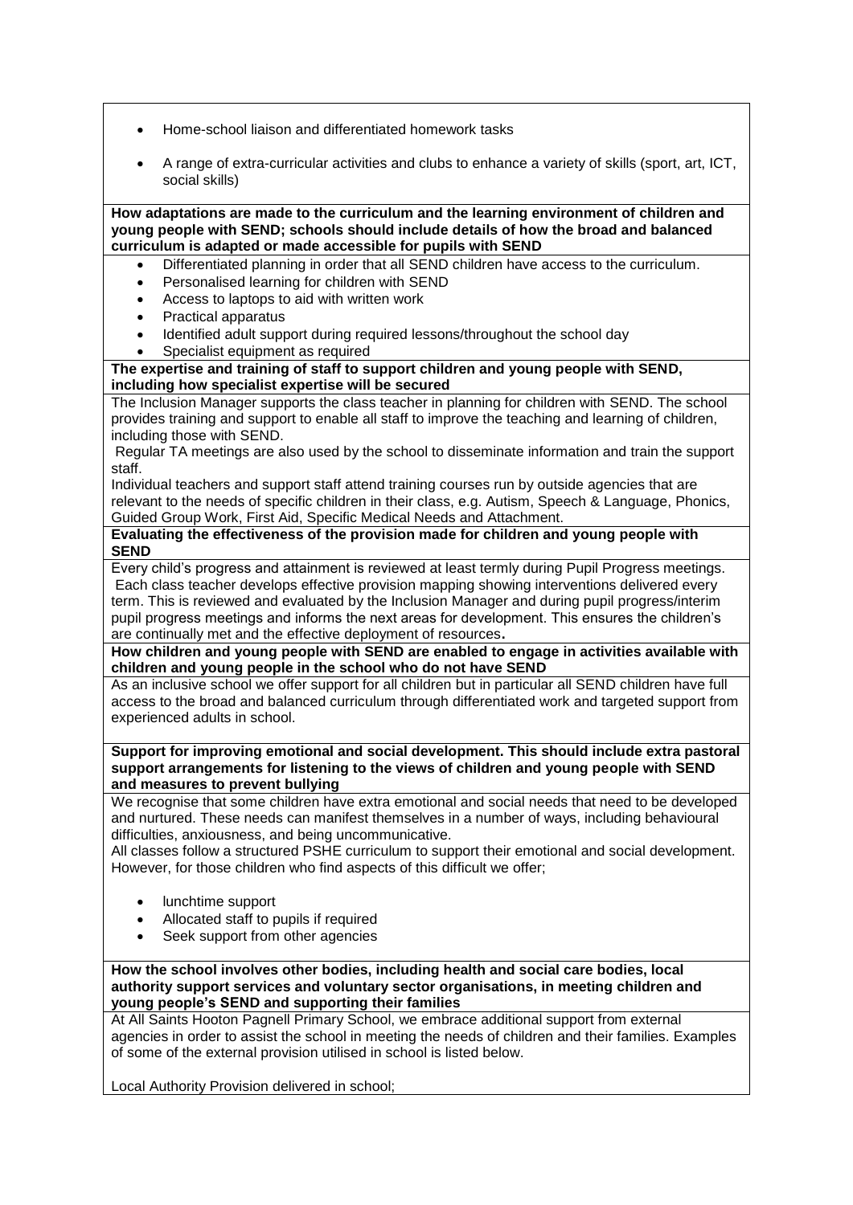- Home-school liaison and differentiated homework tasks
- A range of extra-curricular activities and clubs to enhance a variety of skills (sport, art, ICT, social skills)

**How adaptations are made to the curriculum and the learning environment of children and young people with SEND; schools should include details of how the broad and balanced curriculum is adapted or made accessible for pupils with SEND**

- Differentiated planning in order that all SEND children have access to the curriculum.
- Personalised learning for children with SEND
- Access to laptops to aid with written work
- Practical apparatus
- Identified adult support during required lessons/throughout the school day
- Specialist equipment as required

**The expertise and training of staff to support children and young people with SEND, including how specialist expertise will be secured**

The Inclusion Manager supports the class teacher in planning for children with SEND. The school provides training and support to enable all staff to improve the teaching and learning of children, including those with SEND.

Regular TA meetings are also used by the school to disseminate information and train the support staff.

Individual teachers and support staff attend training courses run by outside agencies that are relevant to the needs of specific children in their class, e.g. Autism, Speech & Language, Phonics, Guided Group Work, First Aid, Specific Medical Needs and Attachment.

**Evaluating the effectiveness of the provision made for children and young people with SEND**

Every child's progress and attainment is reviewed at least termly during Pupil Progress meetings. Each class teacher develops effective provision mapping showing interventions delivered every term. This is reviewed and evaluated by the Inclusion Manager and during pupil progress/interim pupil progress meetings and informs the next areas for development. This ensures the children's are continually met and the effective deployment of resources.

**How children and young people with SEND are enabled to engage in activities available with children and young people in the school who do not have SEND**

As an inclusive school we offer support for all children but in particular all SEND children have full access to the broad and balanced curriculum through differentiated work and targeted support from experienced adults in school.

**Support for improving emotional and social development. This should include extra pastoral support arrangements for listening to the views of children and young people with SEND and measures to prevent bullying**

We recognise that some children have extra emotional and social needs that need to be developed and nurtured. These needs can manifest themselves in a number of ways, including behavioural difficulties, anxiousness, and being uncommunicative.

All classes follow a structured PSHE curriculum to support their emotional and social development. However, for those children who find aspects of this difficult we offer;

- lunchtime support
- Allocated staff to pupils if required
- Seek support from other agencies

**How the school involves other bodies, including health and social care bodies, local authority support services and voluntary sector organisations, in meeting children and young people's SEND and supporting their families**

At All Saints Hooton Pagnell Primary School, we embrace additional support from external agencies in order to assist the school in meeting the needs of children and their families. Examples of some of the external provision utilised in school is listed below.

Local Authority Provision delivered in school;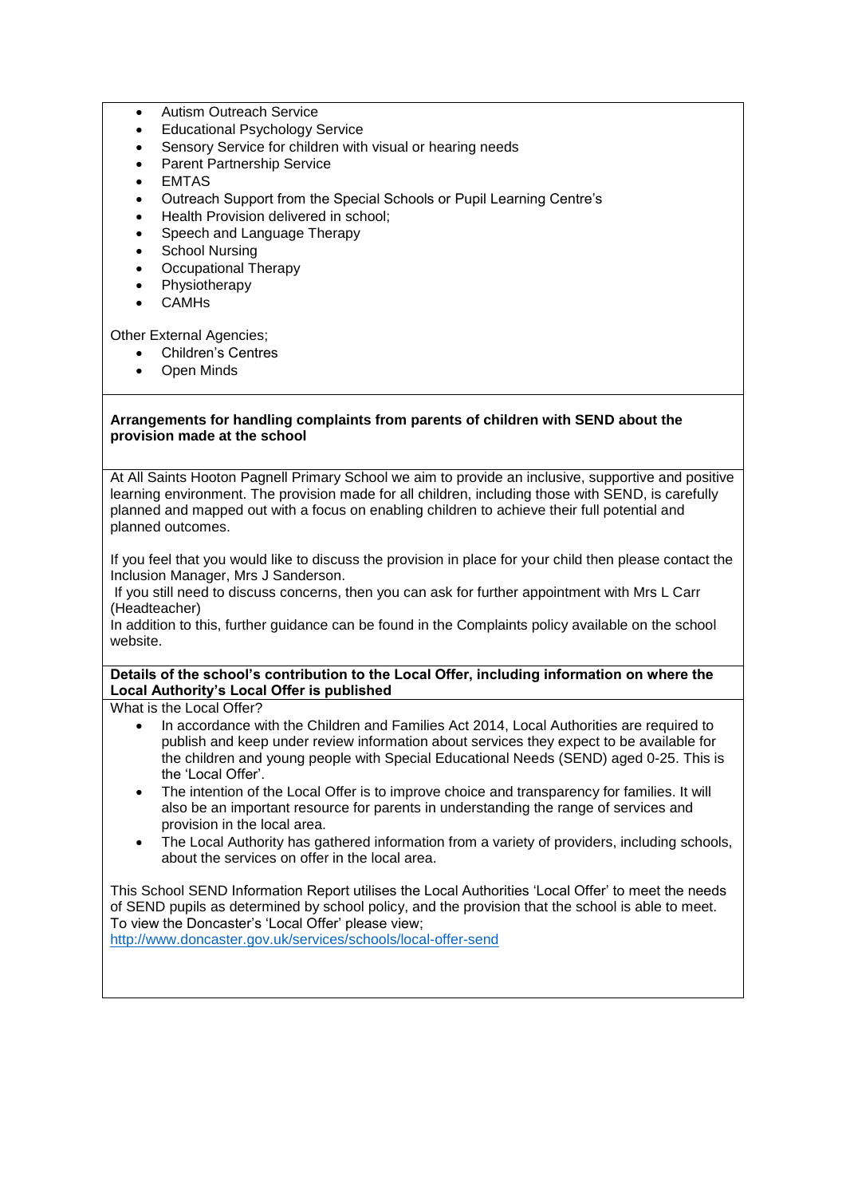- Autism Outreach Service
- Educational Psychology Service
- Sensory Service for children with visual or hearing needs
- Parent Partnership Service
- EMTAS
- Outreach Support from the Special Schools or Pupil Learning Centre's
- Health Provision delivered in school;
- Speech and Language Therapy
- School Nursing
- Occupational Therapy
- Physiotherapy
- CAMHs

Other External Agencies;

- Children's Centres
- Open Minds

**Arrangements for handling complaints from parents of children with SEND about the provision made at the school**

At All Saints Hooton Pagnell Primary School we aim to provide an inclusive, supportive and positive learning environment. The provision made for all children, including those with SEND, is carefully planned and mapped out with a focus on enabling children to achieve their full potential and planned outcomes.

If you feel that you would like to discuss the provision in place for your child then please contact the Inclusion Manager, Mrs J Sanderson.

If you still need to discuss concerns, then you can ask for further appointment with Mrs L Carr (Headteacher)

In addition to this, further guidance can be found in the Complaints policy available on the school website.

**Details of the school's contribution to the Local Offer, including information on where the Local Authority's Local Offer is published**

What is the Local Offer?

- In accordance with the Children and Families Act 2014, Local Authorities are required to publish and keep under review information about services they expect to be available for the children and young people with Special Educational Needs (SEND) aged 0-25. This is the 'Local Offer'.
- The intention of the Local Offer is to improve choice and transparency for families. It will also be an important resource for parents in understanding the range of services and provision in the local area.
- The Local Authority has gathered information from a variety of providers, including schools, about the services on offer in the local area.

This School SEND Information Report utilises the Local Authorities 'Local Offer' to meet the needs of SEND pupils as determined by school policy, and the provision that the school is able to meet. To view the Doncaster's 'Local Offer' please view;

http://www.doncaster.gov.uk/services/schools/local-offer-send